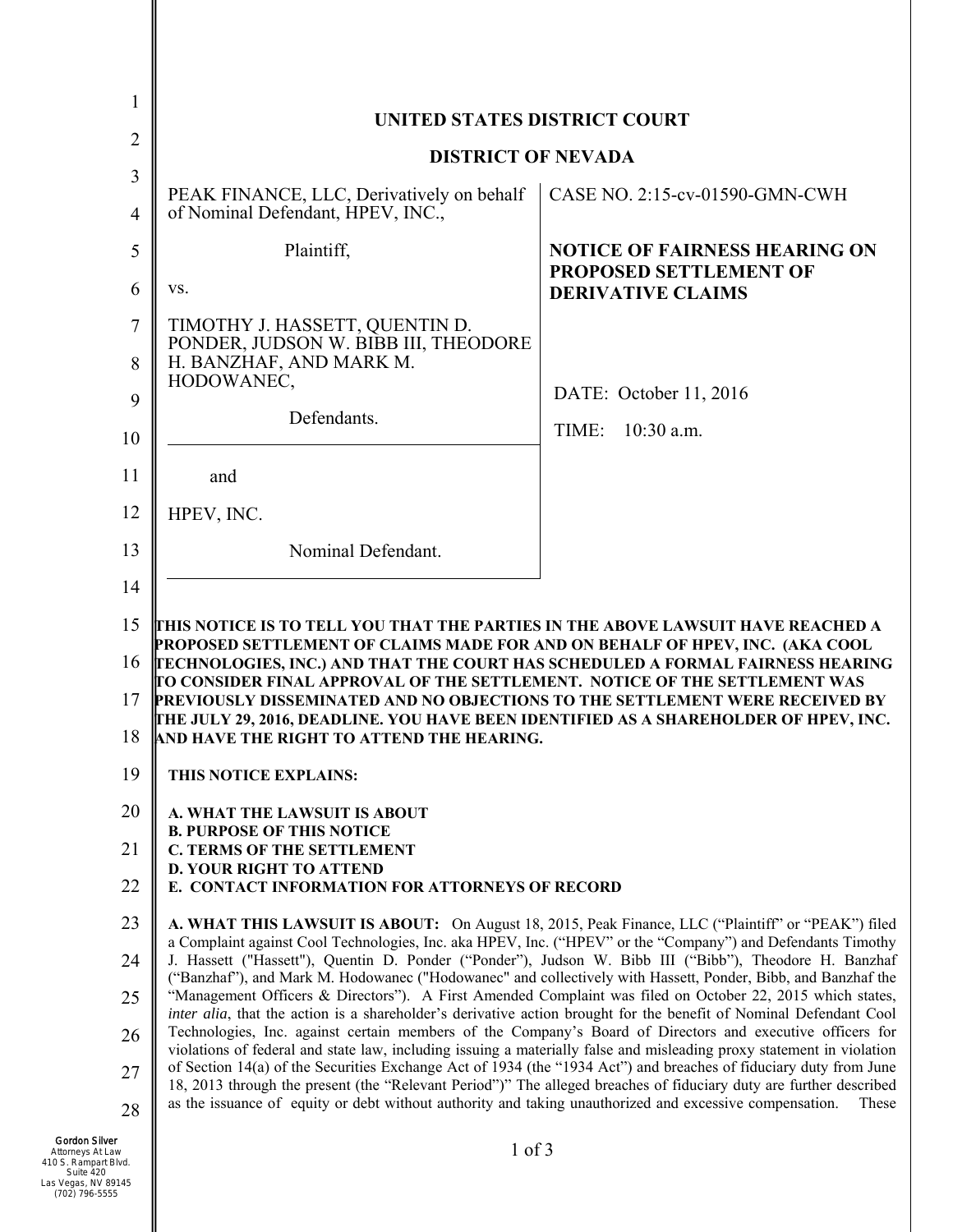# UNITED STATES DISTRICT COURT

## DISTRICT OF NEVADA

| | |
|---|---|
| PEAK FINANCE, LLC, Derivatively on behalf of Nominal Defendant, HPEV, INC.,<br><br>Plaintiff,<br><br>vs.<br><br>TIMOTHY J. HASSETT, QUENTIN D. PONDER, JUDSON W. BIBB III, THEODORE H. BANZHAF, AND MARK M. HODOWANEC,<br><br>Defendants.<br><br>and<br><br>HPEV, INC.<br><br>Nominal Defendant. | CASE NO. 2:15-cv-01590-GMN-CWH<br><br>**NOTICE OF FAIRNESS HEARING ON PROPOSED SETTLEMENT OF DERIVATIVE CLAIMS**<br><br>DATE: October 11, 2016<br><br>TIME: 10:30 a.m. |

**THIS NOTICE IS TO TELL YOU THAT THE PARTIES IN THE ABOVE LAWSUIT HAVE REACHED A PROPOSED SETTLEMENT OF CLAIMS MADE FOR AND ON BEHALF OF HPEV, INC. (AKA COOL TECHNOLOGIES, INC.) AND THAT THE COURT HAS SCHEDULED A FORMAL FAIRNESS HEARING TO CONSIDER FINAL APPROVAL OF THE SETTLEMENT. NOTICE OF THE SETTLEMENT WAS PREVIOUSLY DISSEMINATED AND NO OBJECTIONS TO THE SETTLEMENT WERE RECEIVED BY THE JULY 29, 2016, DEADLINE. YOU HAVE BEEN IDENTIFIED AS A SHAREHOLDER OF HPEV, INC. AND HAVE THE RIGHT TO ATTEND THE HEARING.**

**THIS NOTICE EXPLAINS:**

**A. WHAT THE LAWSUIT IS ABOUT**
**B. PURPOSE OF THIS NOTICE**
**C. TERMS OF THE SETTLEMENT**
**D. YOUR RIGHT TO ATTEND**
**E. CONTACT INFORMATION FOR ATTORNEYS OF RECORD**

**A. WHAT THIS LAWSUIT IS ABOUT:** On August 18, 2015, Peak Finance, LLC ("Plaintiff" or "PEAK") filed a Complaint against Cool Technologies, Inc. aka HPEV, Inc. ("HPEV" or the "Company") and Defendants Timothy J. Hassett ("Hassett"), Quentin D. Ponder ("Ponder"), Judson W. Bibb III ("Bibb"), Theodore H. Banzhaf ("Banzhaf"), and Mark M. Hodowanec ("Hodowanec" and collectively with Hassett, Ponder, Bibb, and Banzhaf the "Management Officers & Directors"). A First Amended Complaint was filed on October 22, 2015 which states, *inter alia*, that the action is a shareholder's derivative action brought for the benefit of Nominal Defendant Cool Technologies, Inc. against certain members of the Company's Board of Directors and executive officers for violations of federal and state law, including issuing a materially false and misleading proxy statement in violation of Section 14(a) of the Securities Exchange Act of 1934 (the "1934 Act") and breaches of fiduciary duty from June 18, 2013 through the present (the "Relevant Period")" The alleged breaches of fiduciary duty are further described as the issuance of equity or debt without authority and taking unauthorized and excessive compensation. These

Gordon Silver
Attorneys At Law
410 S. Rampart Blvd.
Suite 420
Las Vegas, NV 89145
(702) 796-5555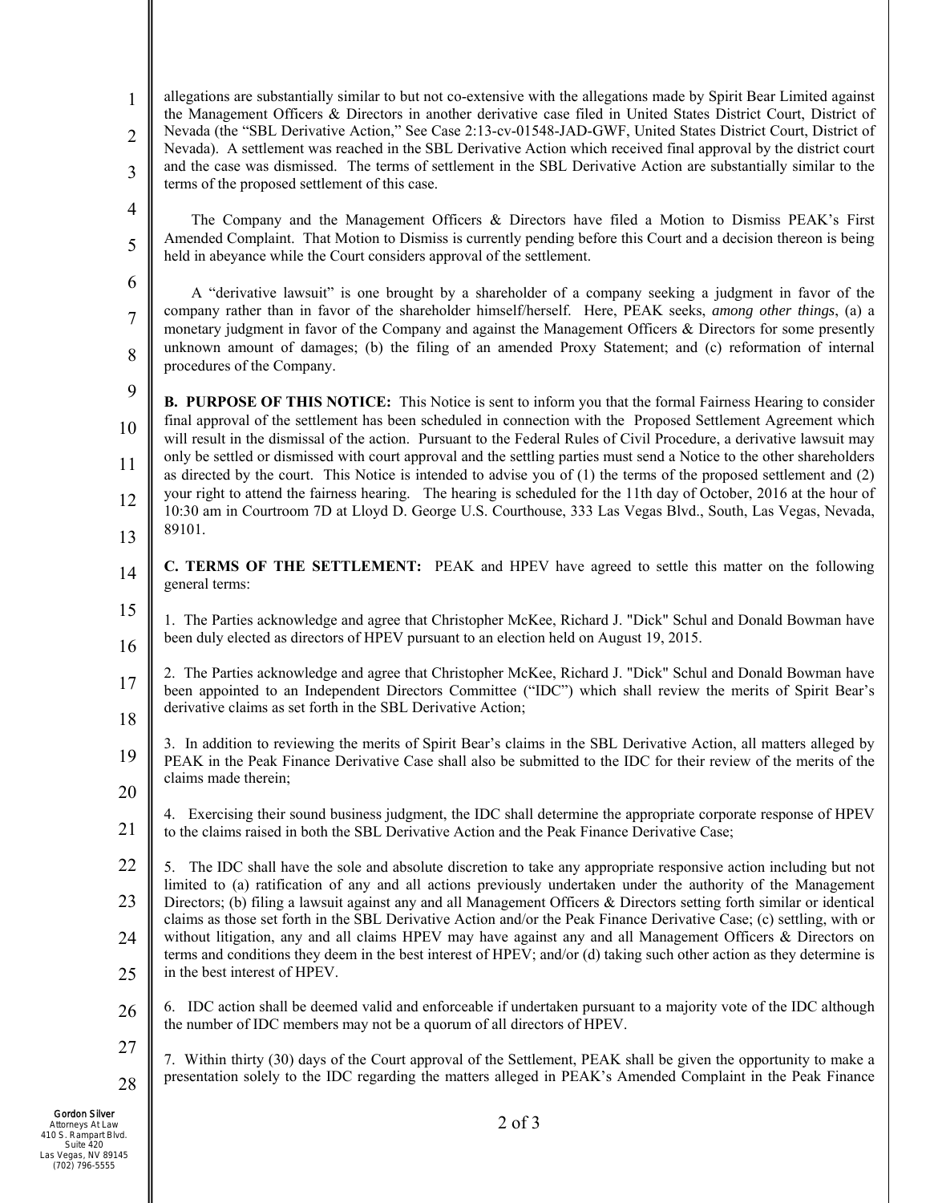allegations are substantially similar to but not co-extensive with the allegations made by Spirit Bear Limited against the Management Officers & Directors in another derivative case filed in United States District Court, District of Nevada (the "SBL Derivative Action," See Case 2:13-cv-01548-JAD-GWF, United States District Court, District of Nevada). A settlement was reached in the SBL Derivative Action which received final approval by the district court and the case was dismissed. The terms of settlement in the SBL Derivative Action are substantially similar to the terms of the proposed settlement of this case.

The Company and the Management Officers & Directors have filed a Motion to Dismiss PEAK's First Amended Complaint. That Motion to Dismiss is currently pending before this Court and a decision thereon is being held in abeyance while the Court considers approval of the settlement.

A "derivative lawsuit" is one brought by a shareholder of a company seeking a judgment in favor of the company rather than in favor of the shareholder himself/herself. Here, PEAK seeks, *among other things*, (a) a monetary judgment in favor of the Company and against the Management Officers & Directors for some presently unknown amount of damages; (b) the filing of an amended Proxy Statement; and (c) reformation of internal procedures of the Company.

**B. PURPOSE OF THIS NOTICE:** This Notice is sent to inform you that the formal Fairness Hearing to consider final approval of the settlement has been scheduled in connection with the Proposed Settlement Agreement which will result in the dismissal of the action. Pursuant to the Federal Rules of Civil Procedure, a derivative lawsuit may only be settled or dismissed with court approval and the settling parties must send a Notice to the other shareholders as directed by the court. This Notice is intended to advise you of (1) the terms of the proposed settlement and (2) your right to attend the fairness hearing. The hearing is scheduled for the 11th day of October, 2016 at the hour of 10:30 am in Courtroom 7D at Lloyd D. George U.S. Courthouse, 333 Las Vegas Blvd., South, Las Vegas, Nevada, 89101.

**C. TERMS OF THE SETTLEMENT:** PEAK and HPEV have agreed to settle this matter on the following general terms:

1. The Parties acknowledge and agree that Christopher McKee, Richard J. "Dick" Schul and Donald Bowman have been duly elected as directors of HPEV pursuant to an election held on August 19, 2015.

2. The Parties acknowledge and agree that Christopher McKee, Richard J. "Dick" Schul and Donald Bowman have been appointed to an Independent Directors Committee ("IDC") which shall review the merits of Spirit Bear's derivative claims as set forth in the SBL Derivative Action;

3. In addition to reviewing the merits of Spirit Bear's claims in the SBL Derivative Action, all matters alleged by PEAK in the Peak Finance Derivative Case shall also be submitted to the IDC for their review of the merits of the claims made therein;

4. Exercising their sound business judgment, the IDC shall determine the appropriate corporate response of HPEV to the claims raised in both the SBL Derivative Action and the Peak Finance Derivative Case;

5. The IDC shall have the sole and absolute discretion to take any appropriate responsive action including but not limited to (a) ratification of any and all actions previously undertaken under the authority of the Management Directors; (b) filing a lawsuit against any and all Management Officers & Directors setting forth similar or identical claims as those set forth in the SBL Derivative Action and/or the Peak Finance Derivative Case; (c) settling, with or without litigation, any and all claims HPEV may have against any and all Management Officers & Directors on terms and conditions they deem in the best interest of HPEV; and/or (d) taking such other action as they determine is in the best interest of HPEV.

6. IDC action shall be deemed valid and enforceable if undertaken pursuant to a majority vote of the IDC although the number of IDC members may not be a quorum of all directors of HPEV.

7. Within thirty (30) days of the Court approval of the Settlement, PEAK shall be given the opportunity to make a presentation solely to the IDC regarding the matters alleged in PEAK's Amended Complaint in the Peak Finance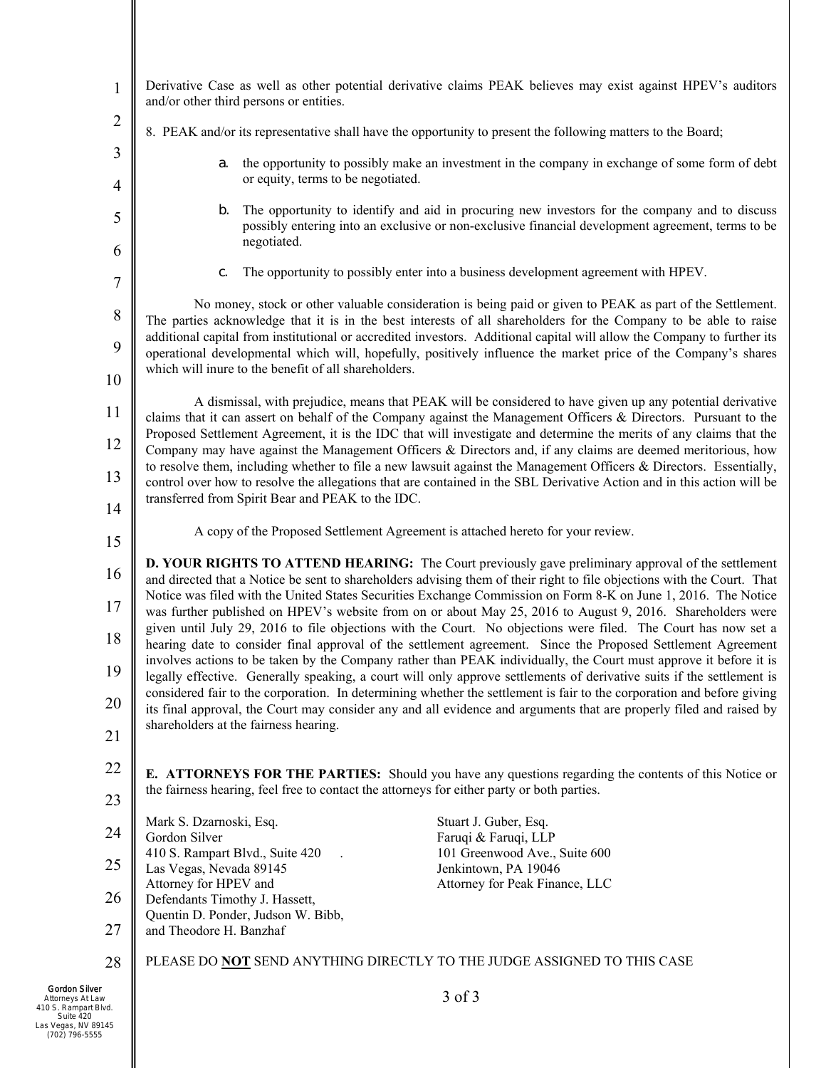Derivative Case as well as other potential derivative claims PEAK believes may exist against HPEV's auditors and/or other third persons or entities.

8. PEAK and/or its representative shall have the opportunity to present the following matters to the Board;

a. the opportunity to possibly make an investment in the company in exchange of some form of debt or equity, terms to be negotiated.

b. The opportunity to identify and aid in procuring new investors for the company and to discuss possibly entering into an exclusive or non-exclusive financial development agreement, terms to be negotiated.

c. The opportunity to possibly enter into a business development agreement with HPEV.

No money, stock or other valuable consideration is being paid or given to PEAK as part of the Settlement. The parties acknowledge that it is in the best interests of all shareholders for the Company to be able to raise additional capital from institutional or accredited investors. Additional capital will allow the Company to further its operational developmental which will, hopefully, positively influence the market price of the Company's shares which will inure to the benefit of all shareholders.

A dismissal, with prejudice, means that PEAK will be considered to have given up any potential derivative claims that it can assert on behalf of the Company against the Management Officers & Directors. Pursuant to the Proposed Settlement Agreement, it is the IDC that will investigate and determine the merits of any claims that the Company may have against the Management Officers & Directors and, if any claims are deemed meritorious, how to resolve them, including whether to file a new lawsuit against the Management Officers & Directors. Essentially, control over how to resolve the allegations that are contained in the SBL Derivative Action and in this action will be transferred from Spirit Bear and PEAK to the IDC.

A copy of the Proposed Settlement Agreement is attached hereto for your review.

**D. YOUR RIGHTS TO ATTEND HEARING:** The Court previously gave preliminary approval of the settlement and directed that a Notice be sent to shareholders advising them of their right to file objections with the Court. That Notice was filed with the United States Securities Exchange Commission on Form 8-K on June 1, 2016. The Notice was further published on HPEV's website from on or about May 25, 2016 to August 9, 2016. Shareholders were given until July 29, 2016 to file objections with the Court. No objections were filed. The Court has now set a hearing date to consider final approval of the settlement agreement. Since the Proposed Settlement Agreement involves actions to be taken by the Company rather than PEAK individually, the Court must approve it before it is legally effective. Generally speaking, a court will only approve settlements of derivative suits if the settlement is considered fair to the corporation. In determining whether the settlement is fair to the corporation and before giving its final approval, the Court may consider any and all evidence and arguments that are properly filed and raised by shareholders at the fairness hearing.

**E. ATTORNEYS FOR THE PARTIES:** Should you have any questions regarding the contents of this Notice or the fairness hearing, feel free to contact the attorneys for either party or both parties.

Mark S. Dzarnoski, Esq.
Gordon Silver
410 S. Rampart Blvd., Suite 420
Las Vegas, Nevada 89145
Attorney for HPEV and
Defendants Timothy J. Hassett,
Quentin D. Ponder, Judson W. Bibb,
and Theodore H. Banzhaf

Stuart J. Guber, Esq.
Faruqi & Faruqi, LLP
101 Greenwood Ave., Suite 600
Jenkintown, PA 19046
Attorney for Peak Finance, LLC

PLEASE DO **NOT** SEND ANYTHING DIRECTLY TO THE JUDGE ASSIGNED TO THIS CASE